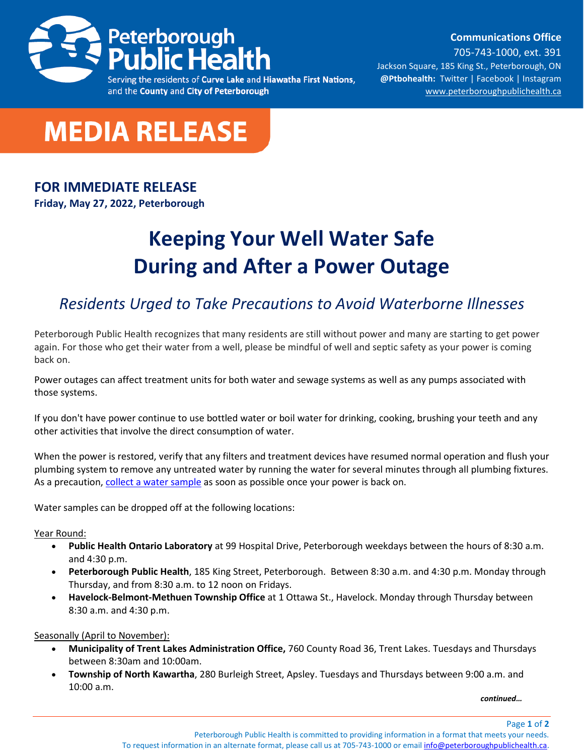Peterborough Public Health

Serving the residents of **Curve Lake** and **Hiawatha First Nations**, and the **County** and **City of Peterborough**

**Communications Office**
705-743-1000, ext. 391
Jackson Square, 185 King St., Peterborough, ON
**@Ptbohealth:** Twitter | Facebook | Instagram
www.peterboroughpublichealth.ca

# MEDIA RELEASE

## FOR IMMEDIATE RELEASE

**Friday, May 27, 2022, Peterborough**

# Keeping Your Well Water Safe During and After a Power Outage

## *Residents Urged to Take Precautions to Avoid Waterborne Illnesses*

Peterborough Public Health recognizes that many residents are still without power and many are starting to get power again. For those who get their water from a well, please be mindful of well and septic safety as your power is coming back on.

Power outages can affect treatment units for both water and sewage systems as well as any pumps associated with those systems.

If you don't have power continue to use bottled water or boil water for drinking, cooking, brushing your teeth and any other activities that involve the direct consumption of water.

When the power is restored, verify that any filters and treatment devices have resumed normal operation and flush your plumbing system to remove any untreated water by running the water for several minutes through all plumbing fixtures. As a precaution, collect a water sample as soon as possible once your power is back on.

Water samples can be dropped off at the following locations:

Year Round:

- **Public Health Ontario Laboratory** at 99 Hospital Drive, Peterborough weekdays between the hours of 8:30 a.m. and 4:30 p.m.
- **Peterborough Public Health**, 185 King Street, Peterborough. Between 8:30 a.m. and 4:30 p.m. Monday through Thursday, and from 8:30 a.m. to 12 noon on Fridays.
- **Havelock-Belmont-Methuen Township Office** at 1 Ottawa St., Havelock. Monday through Thursday between 8:30 a.m. and 4:30 p.m.

Seasonally (April to November):

- **Municipality of Trent Lakes Administration Office,** 760 County Road 36, Trent Lakes. Tuesdays and Thursdays between 8:30am and 10:00am.
- **Township of North Kawartha**, 280 Burleigh Street, Apsley. Tuesdays and Thursdays between 9:00 a.m. and 10:00 a.m.

*continued…*

Peterborough Public Health is committed to providing information in a format that meets your needs. To request information in an alternate format, please call us at 705-743-1000 or email info@peterboroughpublichealth.ca.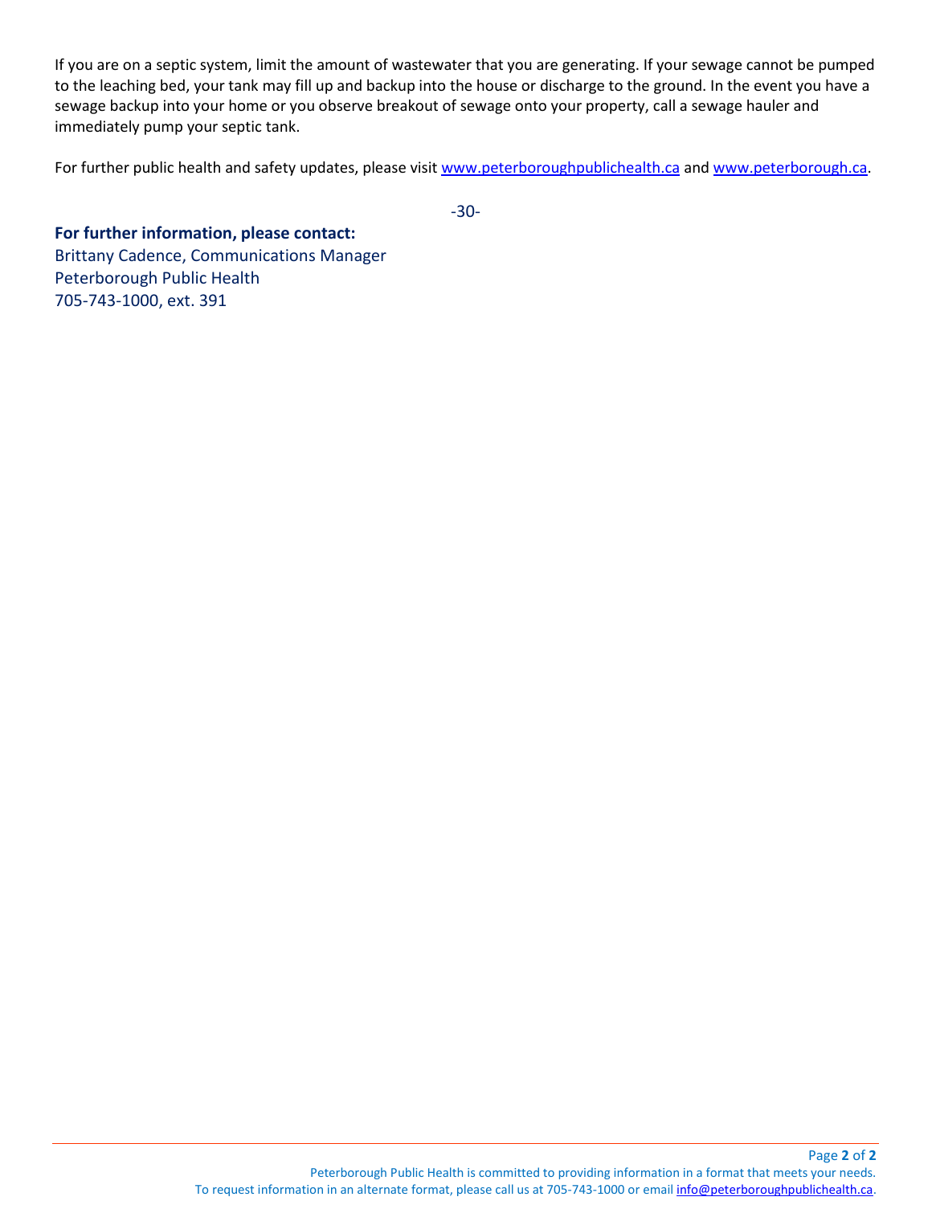If you are on a septic system, limit the amount of wastewater that you are generating. If your sewage cannot be pumped to the leaching bed, your tank may fill up and backup into the house or discharge to the ground. In the event you have a sewage backup into your home or you observe breakout of sewage onto your property, call a sewage hauler and immediately pump your septic tank.

For further public health and safety updates, please visit www.peterboroughpublichealth.ca and www.peterborough.ca.

-30-

**For further information, please contact:**
Brittany Cadence, Communications Manager
Peterborough Public Health
705-743-1000, ext. 391

Peterborough Public Health is committed to providing information in a format that meets your needs.
To request information in an alternate format, please call us at 705-743-1000 or email info@peterboroughpublichealth.ca.